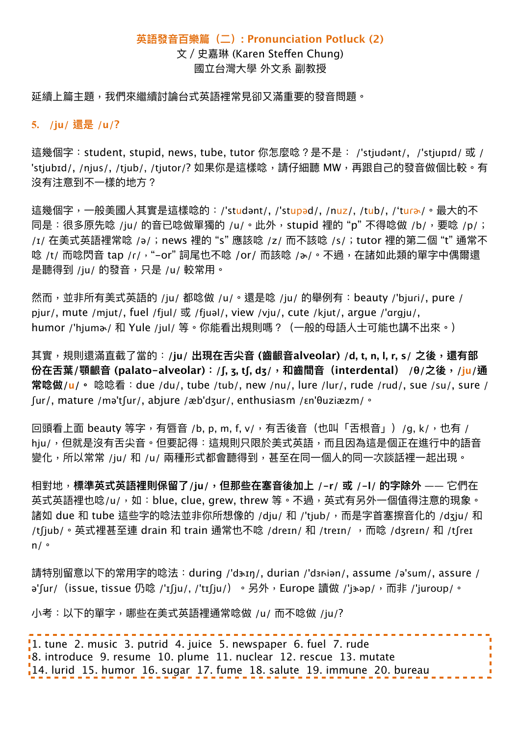# 英語發音百樂篇（二）: Pronunciation Potluck (2)

文 / 史嘉琳 (Karen Steffen Chung)
國立台灣大學 外文系 副教授

延續上篇主題，我們來繼續討論台式英語裡常見卻又滿重要的發音問題。

## 5. /ju/ 還是 /u/?

這幾個字：student, stupid, news, tube, tutor 你怎麼唸？是不是： /'stjudənt/, /'stjupɪd/ 或 /'stjubɪd/, /njus/, /tjub/, /tjutor/? 如果你是這樣唸，請仔細聽 MW，再跟自己的發音做個比較。有沒有注意到不一樣的地方？

這幾個字，一般美國人其實是這樣唸的：/'studənt/, /'stupəd/, /nuz/, /tub/, /'turɚ/。最大的不同是：很多原先唸 /ju/ 的音已唸做單獨的 /u/。此外，stupid 裡的 "p" 不得唸做 /b/，要唸 /p/；/ɪ/ 在美式英語裡常唸 /ə/；news 裡的 "s" 應該唸 /z/ 而不該唸 /s/；tutor 裡的第二個 "t" 通常不唸 /t/ 而唸閃音 tap /ɾ/，"-or" 詞尾也不唸 /or/ 而該唸 /ɚ/。不過，在諸如此類的單字中偶爾還是聽得到 /ju/ 的發音，只是 /u/ 較常用。

然而，並非所有美式英語的 /ju/ 都唸做 /u/。還是唸 /ju/ 的舉例有：beauty /'bjuri/, pure /pjur/, mute /mjut/, fuel /fjul/ 或 /fjuəl/, view /vju/, cute /kjut/, argue /'ɑrgju/, humor /'hjumɚ/ 和 Yule /jul/ 等。你能看出規則嗎？（一般的母語人士可能也講不出來。）

其實，規則還滿直截了當的：**/ju/ 出現在舌尖音 (齒齦音alveolar) /d, t, n, l, r, s/ 之後，還有部份在舌葉/顎齦音 (palato-alveolar)：/ʃ, ʒ, tʃ, dʒ/，和齒間音（interdental） /θ/之後，/ju/通常唸做/u/。** 唸唸看：due /du/, tube /tub/, new /nu/, lure /lur/, rude /rud/, sue /su/, sure /ʃur/, mature /mə'tʃur/, abjure /æb'dʒur/, enthusiasm /ɛn'θuziæzm/。

回頭看上面 beauty 等字，有唇音 /b, p, m, f, v/，有舌後音（也叫「舌根音」）/g, k/，也有 /hju/，但就是沒有舌尖音。但要記得：這規則只限於美式英語，而且因為這是個正在進行中的語音變化，所以常常 /ju/ 和 /u/ 兩種形式都會聽得到，甚至在同一個人的同一次談話裡一起出現。

相對地，**標準英式英語裡則保留了/ju/，但那些在塞音後加上 /-r/ 或 /-l/ 的字除外** —— 它們在英式英語裡也唸/u/，如：blue, clue, grew, threw 等。不過，英式有另外一個值得注意的現象。諸如 due 和 tube 這些字的唸法並非你所想像的 /dju/ 和 /'tjub/，而是字首塞擦音化的 /dʒju/ 和 /tʃjub/。英式裡甚至連 drain 和 train 通常也不唸 /dreɪn/ 和 /treɪn/ ，而唸 /dʒreɪn/ 和 /tʃreɪn/。

請特別留意以下的常用字的唸法：during /'dɝɪŋ/, durian /'dɝiən/, assume /ə'sum/, assure /ə'ʃur/（issue, tissue 仍唸 /'ɪʃju/, /'tɪʃju/）。另外，Europe 讀做 /'jɝəp/，而非 /'juroʊp/。

小考：以下的單字，哪些在美式英語裡通常唸做 /u/ 而不唸做 /ju/?

1. tune 2. music 3. putrid 4. juice 5. newspaper 6. fuel 7. rude
8. introduce 9. resume 10. plume 11. nuclear 12. rescue 13. mutate
14. lurid 15. humor 16. sugar 17. fume 18. salute 19. immune 20. bureau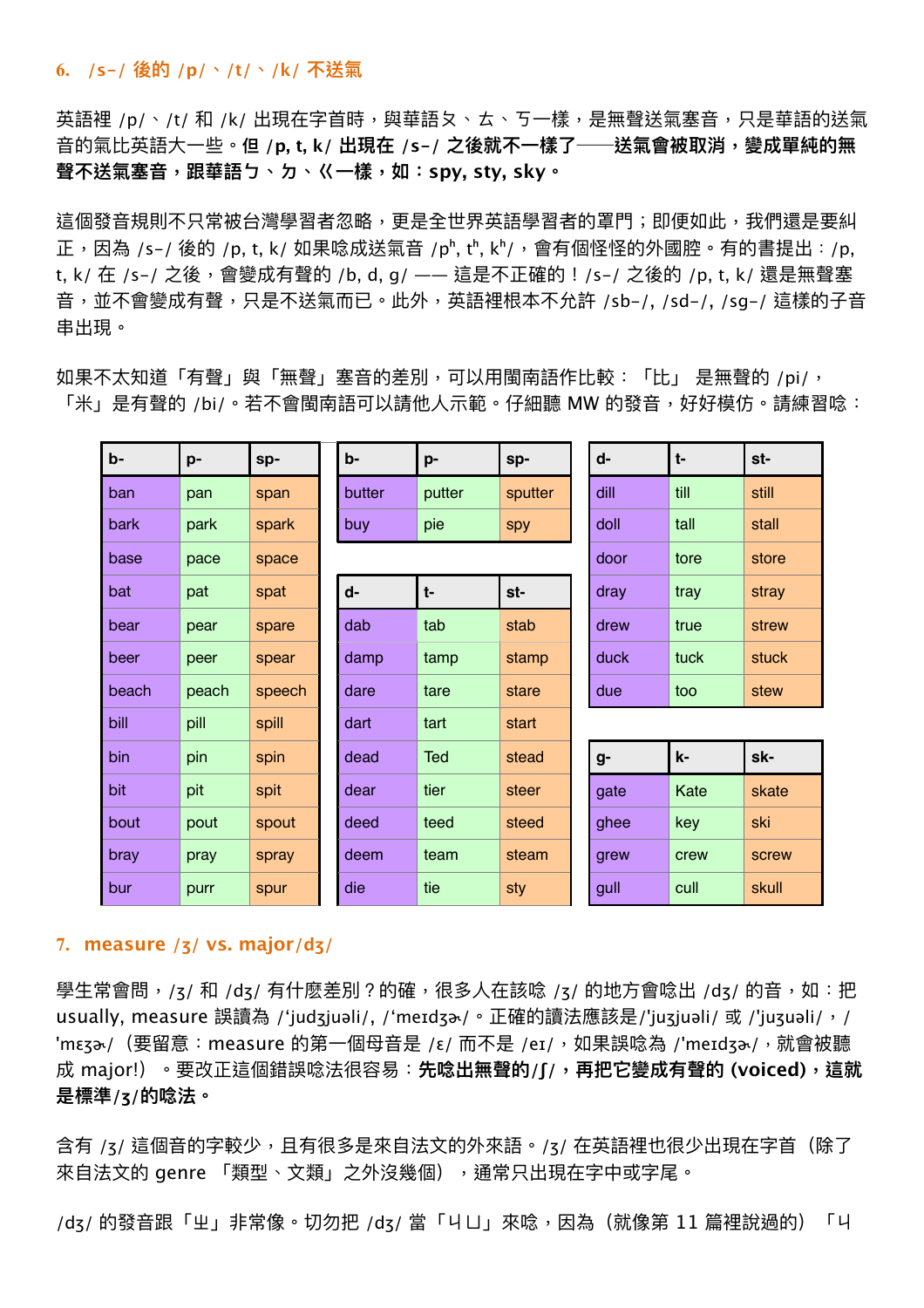## 6. /s-/ 後的 /p/、/t/、/k/ 不送氣

英語裡 /p/、/t/ 和 /k/ 出現在字首時，與華語ㄆ、ㄊ、ㄎ一樣，是無聲送氣塞音，只是華語的送氣音的氣比英語大一些。**但 /p, t, k/ 出現在 /s-/ 之後就不一樣了——送氣會被取消，變成單純的無聲不送氣塞音，跟華語ㄅ、ㄉ、ㄍ一樣，如：spy, sty, sky。**

這個發音規則不只常被台灣學習者忽略，更是全世界英語學習者的罩門；即便如此，我們還是要糾正，因為 /s-/ 後的 /p, t, k/ 如果唸成送氣音 /pʰ, tʰ, kʰ/，會有個怪怪的外國腔。有的書提出：/p, t, k/ 在 /s-/ 之後，會變成有聲的 /b, d, g/ —— 這是不正確的！/s-/ 之後的 /p, t, k/ 還是無聲塞音，並不會變成有聲，只是不送氣而已。此外，英語裡根本不允許 /sb-/, /sd-/, /sg-/ 這樣的子音串出現。

如果不太知道「有聲」與「無聲」塞音的差別，可以用閩南語作比較：「比」 是無聲的 /pi/，「米」是有聲的 /bi/。若不會閩南語可以請他人示範。仔細聽 MW 的發音，好好模仿。請練習唸：

| b- | p- | sp- |
|---|---|---|
| ban | pan | span |
| bark | park | spark |
| base | pace | space |
| bat | pat | spat |
| bear | pear | spare |
| beer | peer | spear |
| beach | peach | speech |
| bill | pill | spill |
| bin | pin | spin |
| bit | pit | spit |
| bout | pout | spout |
| bray | pray | spray |
| bur | purr | spur |

| b- | p- | sp- |
|---|---|---|
| butter | putter | sputter |
| buy | pie | spy |

| d- | t- | st- |
|---|---|---|
| dab | tab | stab |
| damp | tamp | stamp |
| dare | tare | stare |
| dart | tart | start |
| dead | Ted | stead |
| dear | tier | steer |
| deed | teed | steed |
| deem | team | steam |
| die | tie | sty |

| d- | t- | st- |
|---|---|---|
| dill | till | still |
| doll | tall | stall |
| door | tore | store |
| dray | tray | stray |
| drew | true | strew |
| duck | tuck | stuck |
| due | too | stew |

| g- | k- | sk- |
|---|---|---|
| gate | Kate | skate |
| ghee | key | ski |
| grew | crew | screw |
| gull | cull | skull |

## 7. measure /ʒ/ vs. major/dʒ/

學生常會問，/ʒ/ 和 /dʒ/ 有什麼差別？的確，很多人在該唸 /ʒ/ 的地方會唸出 /dʒ/ 的音，如：把 usually, measure 誤讀為 /ˈjudʒjuəli/, /ˈmeɪdʒɚ/。正確的讀法應該是/ˈjuʒjuəli/ 或 /ˈjuʒuəli/，/ˈmɛʒɚ/（要留意：measure 的第一個母音是 /ɛ/ 而不是 /eɪ/，如果誤唸為 /ˈmeɪdʒɚ/，就會被聽成 major!）。要改正這個錯誤唸法很容易：**先唸出無聲的/ʃ/，再把它變成有聲的 (voiced)，這就是標準/ʒ/的唸法。**

含有 /ʒ/ 這個音的字較少，且有很多是來自法文的外來語。/ʒ/ 在英語裡也很少出現在字首（除了來自法文的 genre 「類型、文類」之外沒幾個），通常只出現在字中或字尾。

/dʒ/ 的發音跟「ㄓ」非常像。切勿把 /dʒ/ 當「ㄐㄩ」來唸，因為（就像第 11 篇裡說過的）「ㄐ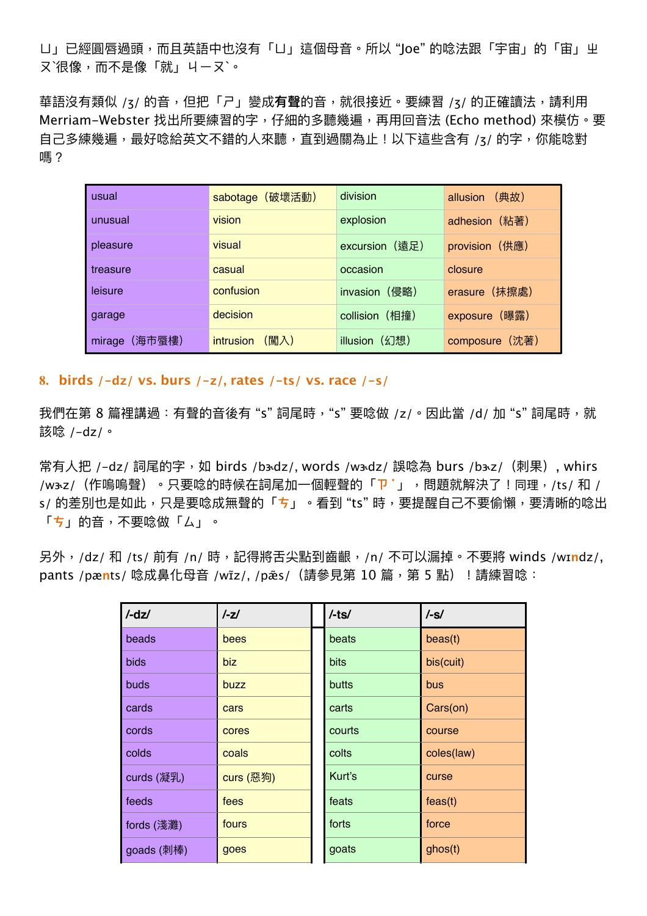ㄩ」已經圓唇過頭，而且英語中也沒有「ㄩ」這個母音。所以 “Joe” 的唸法跟「宇宙」的「宙」ㄓㄡˋ很像，而不是像「就」ㄐㄧㄡˋ。

華語沒有類似 /ʒ/ 的音，但把「ㄕ」變成**有聲**的音，就很接近。要練習 /ʒ/ 的正確讀法，請利用 Merriam-Webster 找出所要練習的字，仔細的多聽幾遍，再用回音法 (Echo method) 來模仿。要自己多練幾遍，最好唸給英文不錯的人來聽，直到過關為止！以下這些含有 /ʒ/ 的字，你能唸對嗎？

| | | | |
|---|---|---|---|
| usual | sabotage（破壞活動） | division | allusion （典故） |
| unusual | vision | explosion | adhesion（粘著） |
| pleasure | visual | excursion（遠足） | provision（供應） |
| treasure | casual | occasion | closure |
| leisure | confusion | invasion（侵略） | erasure（抹擦處） |
| garage | decision | collision（相撞） | exposure（曝露） |
| mirage（海市蜃樓） | intrusion （闖入） | illusion（幻想） | composure（沈著） |

## 8. birds /-dz/ vs. burs /-z/, rates /-ts/ vs. race /-s/

我們在第 8 篇裡講過：有聲的音後有 “s” 詞尾時，“s” 要唸做 /z/。因此當 /d/ 加 “s” 詞尾時，就該唸 /-dz/。

常有人把 /-dz/ 詞尾的字，如 birds /bɝdz/, words /wɝdz/ 誤唸為 burs /bɝz/（刺果），whirs /wɝz/（作嗚嗚聲）。只要唸的時候在詞尾加一個輕聲的「ㄗ˙」，問題就解決了！同理，/ts/ 和 /s/ 的差別也是如此，只是要唸成無聲的「ㄘ」。看到 “ts” 時，要提醒自己不要偷懶，要清晰的唸出「ㄘ」的音，不要唸做「ㄙ」。

另外，/dz/ 和 /ts/ 前有 /n/ 時，記得將舌尖點到齒齦，/n/ 不可以漏掉。不要將 winds /wɪndz/, pants /pænts/ 唸成鼻化母音 /wĩz/, /pæ̃s/（請參見第 10 篇，第 5 點）！請練習唸：

| /-dz/ | /-z/ | | /-ts/ | /-s/ |
|---|---|---|---|---|
| beads | bees | | beats | beas(t) |
| bids | biz | | bits | bis(cuit) |
| buds | buzz | | butts | bus |
| cards | cars | | carts | Cars(on) |
| cords | cores | | courts | course |
| colds | coals | | colts | coles(law) |
| curds (凝乳) | curs (惡狗) | | Kurt's | curse |
| feeds | fees | | feats | feas(t) |
| fords (淺灘) | fours | | forts | force |
| goads (刺棒) | goes | | goats | ghos(t) |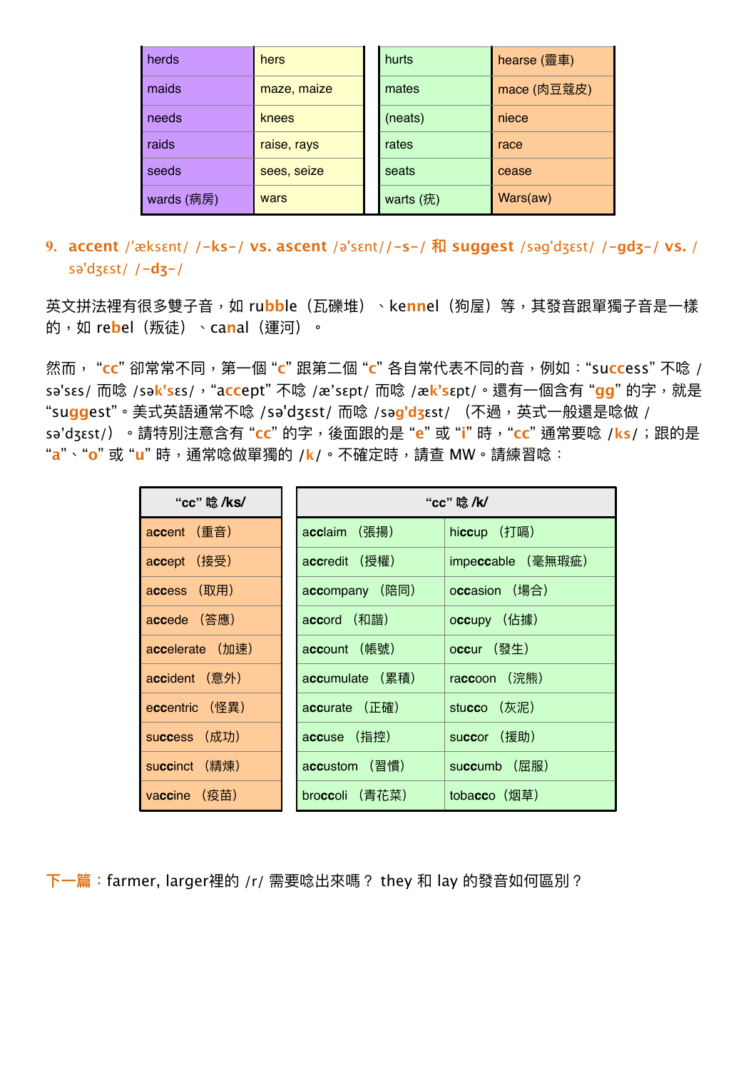| | | | |
|---|---|---|---|
| herds | hers | hurts | hearse (靈車) |
| maids | maze, maize | mates | mace (肉豆蔻皮) |
| needs | knees | (neats) | niece |
| raids | raise, rays | rates | race |
| seeds | sees, seize | seats | cease |
| wards (病房) | wars | warts (疣) | Wars(aw) |

**9. accent** /'æksɛnt/ /-ks-/ **vs. ascent** /ə'sɛnt//-s-/ **和 suggest** /səg'dʒɛst/ /-gdʒ-/ **vs.** /sə'dʒɛst/ /-dʒ-/

英文拼法裡有很多雙子音，如 rubble（瓦礫堆）、kennel（狗屋）等，其發音跟單獨子音是一樣的，如 rebel（叛徒）、canal（運河）。

然而，"cc" 卻常常不同，第一個 "c" 跟第二個 "c" 各自常代表不同的音，例如："success" 不唸 /sə'sɛs/ 而唸 /sək'sɛs/，"accept" 不唸 /æ'sɛpt/ 而唸 /æk'sɛpt/。還有一個含有 "gg" 的字，就是 "suggest"。美式英語通常不唸 /sə'dʒɛst/ 而唸 /səg'dʒɛst/ （不過，英式一般還是唸做 /sə'dʒɛst/）。請特別注意含有 "cc" 的字，後面跟的是 "e" 或 "i" 時，"cc" 通常要唸 /ks/；跟的是 "a"、"o" 或 "u" 時，通常唸做單獨的 /k/。不確定時，請查 MW。請練習唸：

| "cc" 唸 /ks/ |
|---|
| accent（重音） |
| accept（接受） |
| access（取用） |
| accede（答應） |
| accelerate（加速） |
| accident（意外） |
| eccentric（怪異） |
| success（成功） |
| succinct（精煉） |
| vaccine（疫苗） |

| "cc" 唸 /k/ | |
|---|---|
| acclaim（張揚） | hiccup（打嗝） |
| accredit（授權） | impeccable（毫無瑕疵） |
| accompany（陪同） | occasion（場合） |
| accord（和諧） | occupy（佔據） |
| account（帳號） | occur（發生） |
| accumulate（累積） | raccoon（浣熊） |
| accurate（正確） | stucco（灰泥） |
| accuse（指控） | succor（援助） |
| accustom（習慣） | succumb（屈服） |
| broccoli（青花菜） | tobacco（烟草） |

下一篇：farmer, larger裡的 /r/ 需要唸出來嗎？ they 和 lay 的發音如何區別？